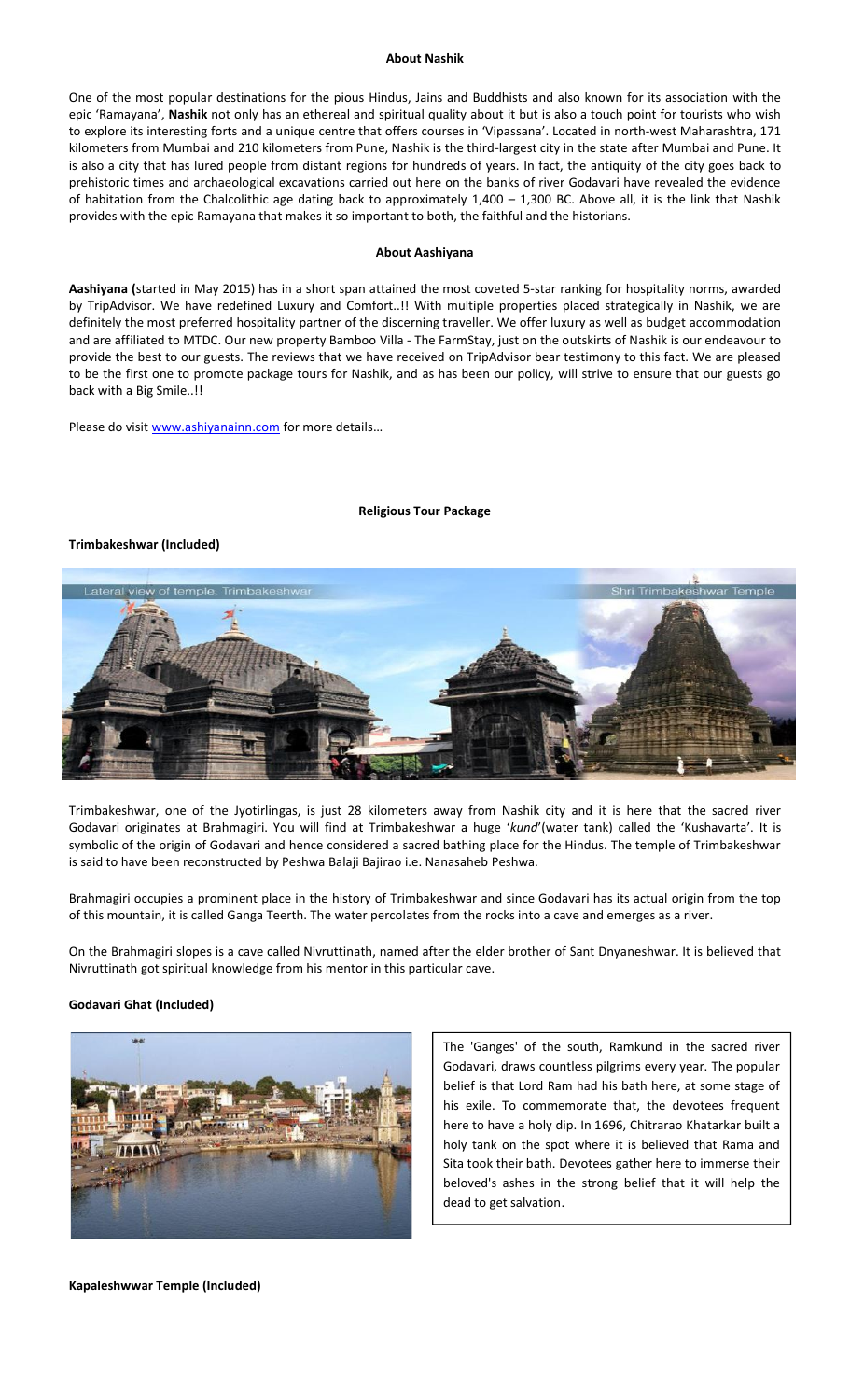## About Nashik

One of the most popular destinations for the pious Hindus, Jains and Buddhists and also known for its association with the epic 'Ramayana', **Nashik** not only has an ethereal and spiritual quality about it but is also a touch point for tourists who wish to explore its interesting forts and a unique centre that offers courses in 'Vipassana'. Located in north-west Maharashtra, 171 kilometers from Mumbai and 210 kilometers from Pune, Nashik is the third-largest city in the state after Mumbai and Pune. It is also a city that has lured people from distant regions for hundreds of years. In fact, the antiquity of the city goes back to prehistoric times and archaeological excavations carried out here on the banks of river Godavari have revealed the evidence of habitation from the Chalcolithic age dating back to approximately 1,400 – 1,300 BC. Above all, it is the link that Nashik provides with the epic Ramayana that makes it so important to both, the faithful and the historians.

## About Aashiyana

**Aashiyana (**started in May 2015) has in a short span attained the most coveted 5-star ranking for hospitality norms, awarded by TripAdvisor. We have redefined Luxury and Comfort..!! With multiple properties placed strategically in Nashik, we are definitely the most preferred hospitality partner of the discerning traveller. We offer luxury as well as budget accommodation and are affiliated to MTDC. Our new property Bamboo Villa - The FarmStay, just on the outskirts of Nashik is our endeavour to provide the best to our guests. The reviews that we have received on TripAdvisor bear testimony to this fact. We are pleased to be the first one to promote package tours for Nashik, and as has been our policy, will strive to ensure that our guests go back with a Big Smile..!!

Please do visit [www.ashiyanainn.com](http://www.ashiyanainn.com) for more details…

## Religious Tour Package

### Trimbakeshwar (Included)

Lateral view of temple, Trimbakeshwar

Shri Trimbakeshwar Temple

Trimbakeshwar, one of the Jyotirlingas, is just 28 kilometers away from Nashik city and it is here that the sacred river Godavari originates at Brahmagiri. You will find at Trimbakeshwar a huge '*kund*'(water tank) called the 'Kushavarta'. It is symbolic of the origin of Godavari and hence considered a sacred bathing place for the Hindus. The temple of Trimbakeshwar is said to have been reconstructed by Peshwa Balaji Bajirao i.e. Nanasaheb Peshwa.

Brahmagiri occupies a prominent place in the history of Trimbakeshwar and since Godavari has its actual origin from the top of this mountain, it is called Ganga Teerth. The water percolates from the rocks into a cave and emerges as a river.

On the Brahmagiri slopes is a cave called Nivruttinath, named after the elder brother of Sant Dnyaneshwar. It is believed that Nivruttinath got spiritual knowledge from his mentor in this particular cave.

### Godavari Ghat (Included)

The 'Ganges' of the south, Ramkund in the sacred river Godavari, draws countless pilgrims every year. The popular belief is that Lord Ram had his bath here, at some stage of his exile. To commemorate that, the devotees frequent here to have a holy dip. In 1696, Chitrarao Khatarkar built a holy tank on the spot where it is believed that Rama and Sita took their bath. Devotees gather here to immerse their beloved's ashes in the strong belief that it will help the dead to get salvation.

### Kapaleshwwar Temple (Included)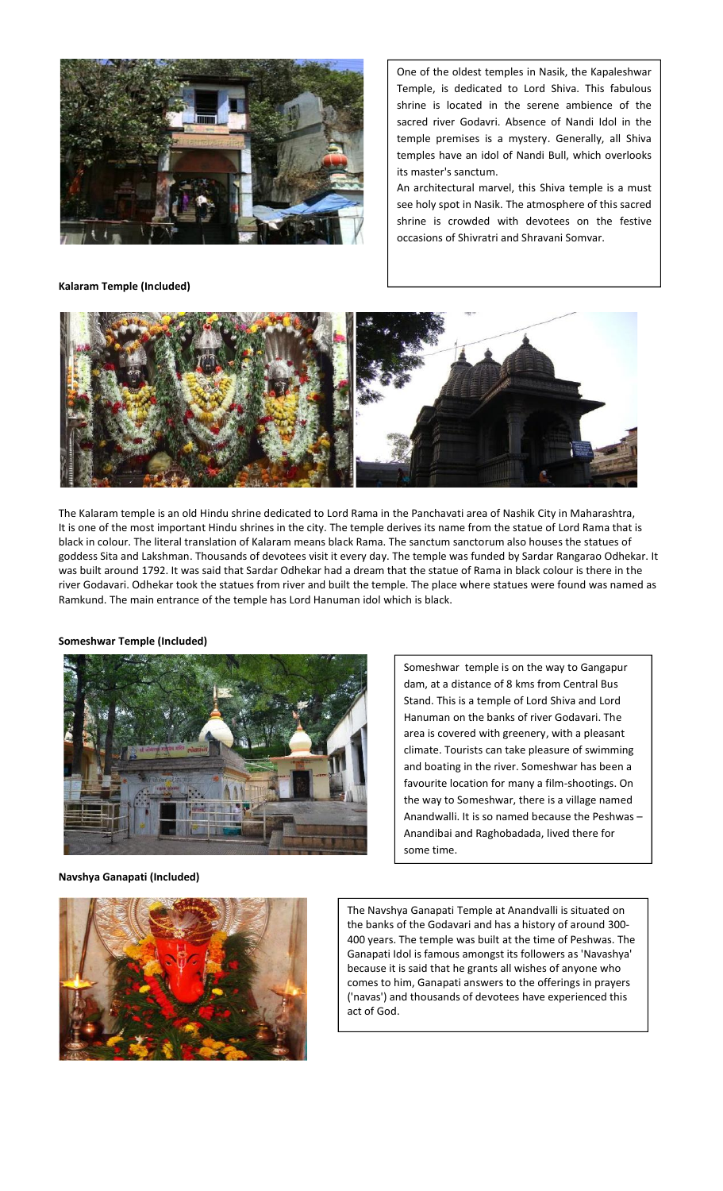One of the oldest temples in Nasik, the Kapaleshwar Temple, is dedicated to Lord Shiva. This fabulous shrine is located in the serene ambience of the sacred river Godavri. Absence of Nandi Idol in the temple premises is a mystery. Generally, all Shiva temples have an idol of Nandi Bull, which overlooks its master's sanctum.

An architectural marvel, this Shiva temple is a must see holy spot in Nasik. The atmosphere of this sacred shrine is crowded with devotees on the festive occasions of Shivratri and Shravani Somvar.

**Kalaram Temple (Included)**

The Kalaram temple is an old Hindu shrine dedicated to Lord Rama in the Panchavati area of Nashik City in Maharashtra, It is one of the most important Hindu shrines in the city. The temple derives its name from the statue of Lord Rama that is black in colour. The literal translation of Kalaram means black Rama. The sanctum sanctorum also houses the statues of goddess Sita and Lakshman. Thousands of devotees visit it every day. The temple was funded by Sardar Rangarao Odhekar. It was built around 1792. It was said that Sardar Odhekar had a dream that the statue of Rama in black colour is there in the river Godavari. Odhekar took the statues from river and built the temple. The place where statues were found was named as Ramkund. The main entrance of the temple has Lord Hanuman idol which is black.

**Someshwar Temple (Included)**

Someshwar temple is on the way to Gangapur dam, at a distance of 8 kms from Central Bus Stand. This is a temple of Lord Shiva and Lord Hanuman on the banks of river Godavari. The area is covered with greenery, with a pleasant climate. Tourists can take pleasure of swimming and boating in the river. Someshwar has been a favourite location for many a film-shootings. On the way to Someshwar, there is a village named Anandwalli. It is so named because the Peshwas – Anandibai and Raghobadada, lived there for some time.

**Navshya Ganapati (Included)**

The Navshya Ganapati Temple at Anandvalli is situated on the banks of the Godavari and has a history of around 300-400 years. The temple was built at the time of Peshwas. The Ganapati Idol is famous amongst its followers as 'Navashya' because it is said that he grants all wishes of anyone who comes to him, Ganapati answers to the offerings in prayers ('navas') and thousands of devotees have experienced this act of God.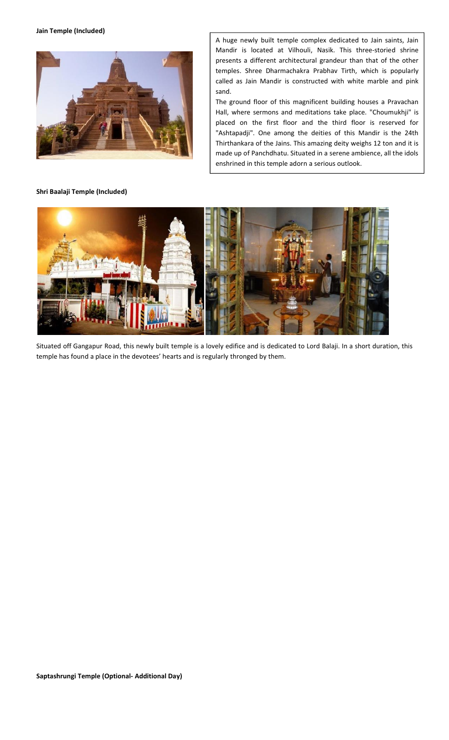**Jain Temple (Included)**

A huge newly built temple complex dedicated to Jain saints, Jain Mandir is located at Vilhouli, Nasik. This three-storied shrine presents a different architectural grandeur than that of the other temples. Shree Dharmachakra Prabhav Tirth, which is popularly called as Jain Mandir is constructed with white marble and pink sand.

The ground floor of this magnificent building houses a Pravachan Hall, where sermons and meditations take place. "Choumukhji" is placed on the first floor and the third floor is reserved for "Ashtapadji". One among the deities of this Mandir is the 24th Thirthankara of the Jains. This amazing deity weighs 12 ton and it is made up of Panchdhatu. Situated in a serene ambience, all the idols enshrined in this temple adorn a serious outlook.

**Shri Baalaji Temple (Included)**

Situated off Gangapur Road, this newly built temple is a lovely edifice and is dedicated to Lord Balaji. In a short duration, this temple has found a place in the devotees' hearts and is regularly thronged by them.

**Saptashrungi Temple (Optional- Additional Day)**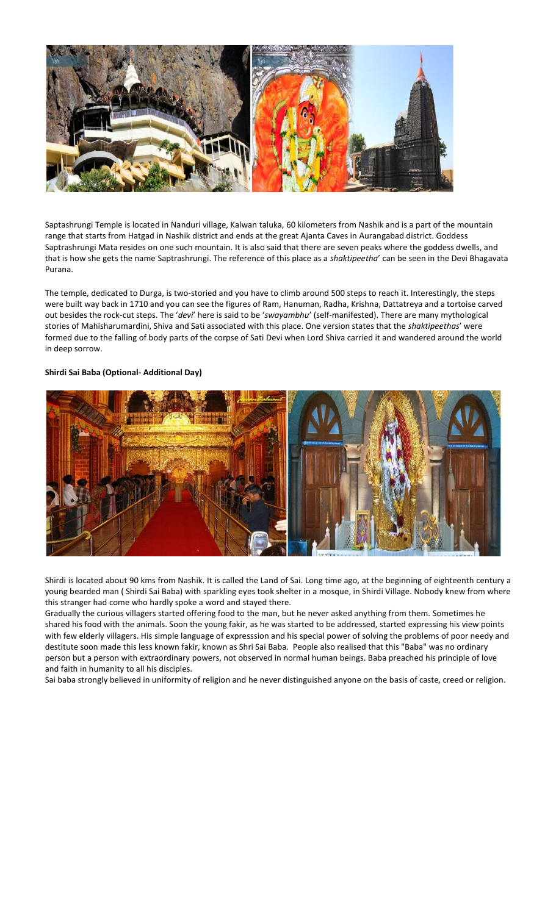Saptashrungi Temple is located in Nanduri village, Kalwan taluka, 60 kilometers from Nashik and is a part of the mountain range that starts from Hatgad in Nashik district and ends at the great Ajanta Caves in Aurangabad district. Goddess Saptrashrungi Mata resides on one such mountain. It is also said that there are seven peaks where the goddess dwells, and that is how she gets the name Saptrashrungi. The reference of this place as a *shaktipeetha*' can be seen in the Devi Bhagavata Purana.

The temple, dedicated to Durga, is two-storied and you have to climb around 500 steps to reach it. Interestingly, the steps were built way back in 1710 and you can see the figures of Ram, Hanuman, Radha, Krishna, Dattatreya and a tortoise carved out besides the rock-cut steps. The '*devi*' here is said to be '*swayambhu*' (self-manifested). There are many mythological stories of Mahisharumardini, Shiva and Sati associated with this place. One version states that the *shaktipeethas*' were formed due to the falling of body parts of the corpse of Sati Devi when Lord Shiva carried it and wandered around the world in deep sorrow.

**Shirdi Sai Baba (Optional- Additional Day)**

Shirdi is located about 90 kms from Nashik. It is called the Land of Sai. Long time ago, at the beginning of eighteenth century a young bearded man ( Shirdi Sai Baba) with sparkling eyes took shelter in a mosque, in Shirdi Village. Nobody knew from where this stranger had come who hardly spoke a word and stayed there.

Gradually the curious villagers started offering food to the man, but he never asked anything from them. Sometimes he shared his food with the animals. Soon the young fakir, as he was started to be addressed, started expressing his view points with few elderly villagers. His simple language of expresssion and his special power of solving the problems of poor needy and destitute soon made this less known fakir, known as Shri Sai Baba. People also realised that this "Baba" was no ordinary person but a person with extraordinary powers, not observed in normal human beings. Baba preached his principle of love and faith in humanity to all his disciples.

Sai baba strongly believed in uniformity of religion and he never distinguished anyone on the basis of caste, creed or religion.